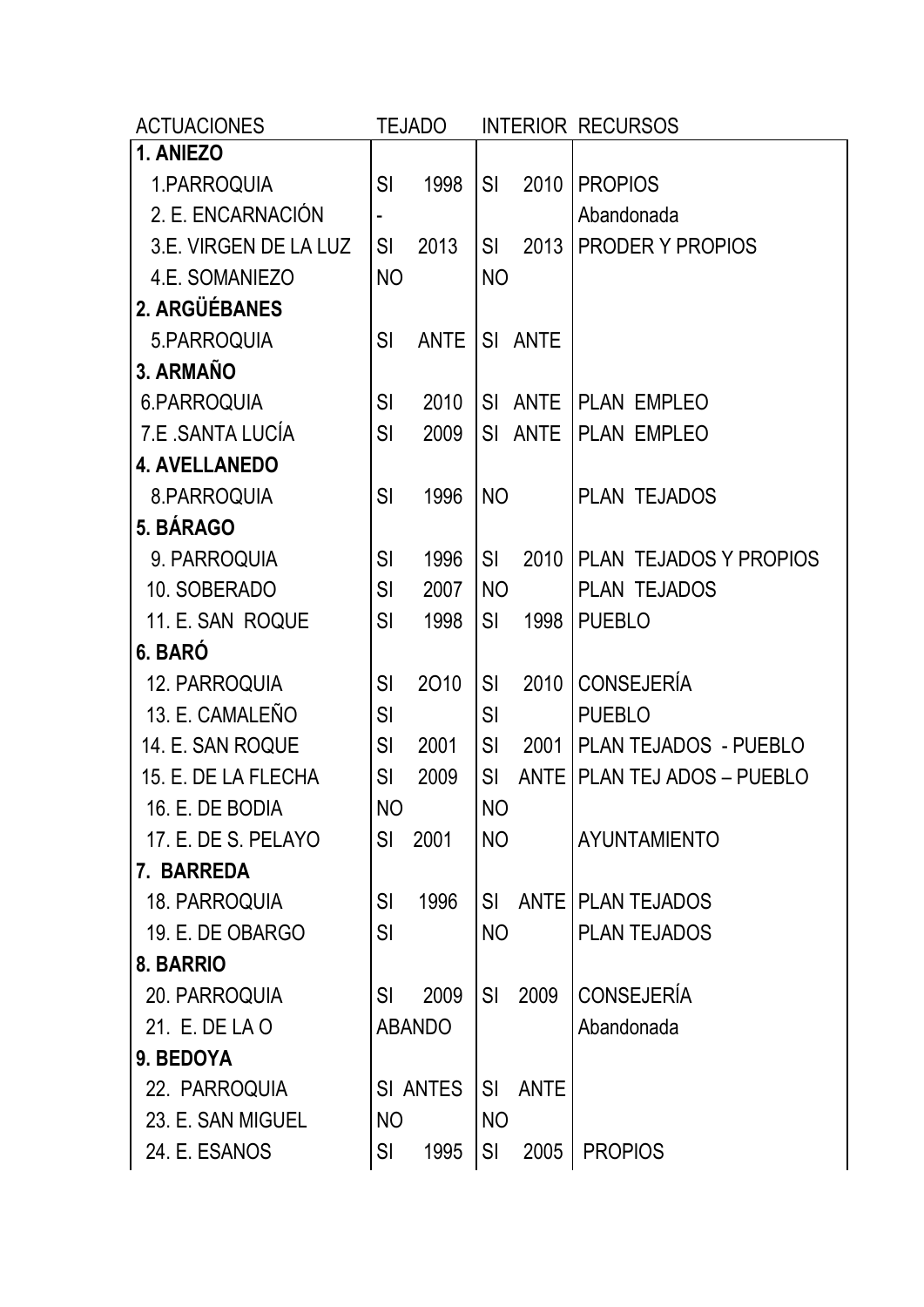| ACTUACIONES | TEJADO | INTERIOR | RECURSOS |
|---|---|---|---|
| **1. ANIEZO** | | | |
| 1.PARROQUIA | SI 1998 | SI 2010 | PROPIOS |
| 2. E. ENCARNACIÓN | - | | Abandonada |
| 3.E. VIRGEN DE LA LUZ | SI 2013 | SI 2013 | PRODER Y PROPIOS |
| 4.E. SOMANIEZO | NO | NO | |
| **2. ARGÜÉBANES** | | | |
| 5.PARROQUIA | SI ANTE | SI ANTE | |
| **3. ARMAÑO** | | | |
| 6.PARROQUIA | SI 2010 | SI ANTE | PLAN EMPLEO |
| 7.E .SANTA LUCÍA | SI 2009 | SI ANTE | PLAN EMPLEO |
| **4. AVELLANEDO** | | | |
| 8.PARROQUIA | SI 1996 | NO | PLAN TEJADOS |
| **5. BÁRAGO** | | | |
| 9. PARROQUIA | SI 1996 | SI 2010 | PLAN TEJADOS Y PROPIOS |
| 10. SOBERADO | SI 2007 | NO | PLAN TEJADOS |
| 11. E. SAN ROQUE | SI 1998 | SI 1998 | PUEBLO |
| **6. BARÓ** | | | |
| 12. PARROQUIA | SI 2O10 | SI 2010 | CONSEJERÍA |
| 13. E. CAMALEÑO | SI | SI | PUEBLO |
| 14. E. SAN ROQUE | SI 2001 | SI 2001 | PLAN TEJADOS - PUEBLO |
| 15. E. DE LA FLECHA | SI 2009 | SI ANTE | PLAN TEJ ADOS – PUEBLO |
| 16. E. DE BODIA | NO | NO | |
| 17. E. DE S. PELAYO | SI 2001 | NO | AYUNTAMIENTO |
| **7. BARREDA** | | | |
| 18. PARROQUIA | SI 1996 | SI ANTE | PLAN TEJADOS |
| 19. E. DE OBARGO | SI | NO | PLAN TEJADOS |
| **8. BARRIO** | | | |
| 20. PARROQUIA | SI 2009 | SI 2009 | CONSEJERÍA |
| 21. E. DE LA O | ABANDO | | Abandonada |
| **9. BEDOYA** | | | |
| 22. PARROQUIA | SI ANTES | SI ANTE | |
| 23. E. SAN MIGUEL | NO | NO | |
| 24. E. ESANOS | SI 1995 | SI 2005 | PROPIOS |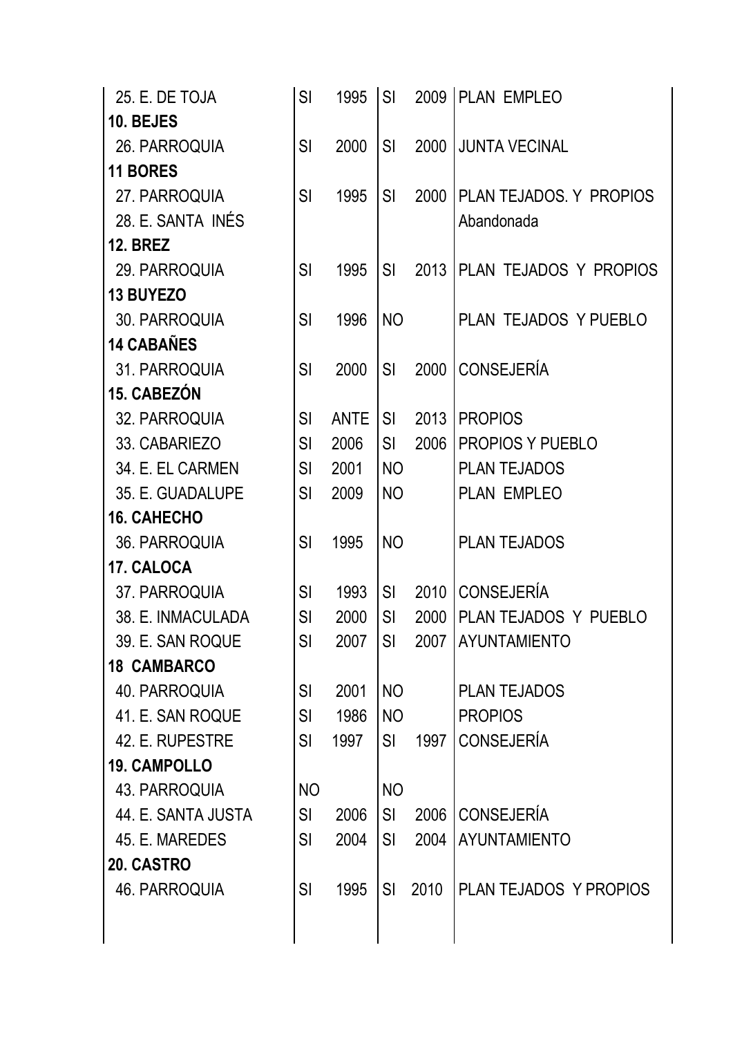| | | | | | |
|---|---|---|---|---|---|
| 25. E. DE TOJA | SI | 1995 | SI | 2009 | PLAN EMPLEO |
| **10. BEJES** | | | | | |
| 26. PARROQUIA | SI | 2000 | SI | 2000 | JUNTA VECINAL |
| **11 BORES** | | | | | |
| 27. PARROQUIA | SI | 1995 | SI | 2000 | PLAN TEJADOS. Y PROPIOS |
| 28. E. SANTA INÉS | | | | | Abandonada |
| **12. BREZ** | | | | | |
| 29. PARROQUIA | SI | 1995 | SI | 2013 | PLAN TEJADOS Y PROPIOS |
| **13 BUYEZO** | | | | | |
| 30. PARROQUIA | SI | 1996 | NO | | PLAN TEJADOS Y PUEBLO |
| **14 CABAÑES** | | | | | |
| 31. PARROQUIA | SI | 2000 | SI | 2000 | CONSEJERÍA |
| **15. CABEZÓN** | | | | | |
| 32. PARROQUIA | SI | ANTE | SI | 2013 | PROPIOS |
| 33. CABARIEZO | SI | 2006 | SI | 2006 | PROPIOS Y PUEBLO |
| 34. E. EL CARMEN | SI | 2001 | NO | | PLAN TEJADOS |
| 35. E. GUADALUPE | SI | 2009 | NO | | PLAN EMPLEO |
| **16. CAHECHO** | | | | | |
| 36. PARROQUIA | SI | 1995 | NO | | PLAN TEJADOS |
| **17. CALOCA** | | | | | |
| 37. PARROQUIA | SI | 1993 | SI | 2010 | CONSEJERÍA |
| 38. E. INMACULADA | SI | 2000 | SI | 2000 | PLAN TEJADOS Y PUEBLO |
| 39. E. SAN ROQUE | SI | 2007 | SI | 2007 | AYUNTAMIENTO |
| **18 CAMBARCO** | | | | | |
| 40. PARROQUIA | SI | 2001 | NO | | PLAN TEJADOS |
| 41. E. SAN ROQUE | SI | 1986 | NO | | PROPIOS |
| 42. E. RUPESTRE | SI | 1997 | SI | 1997 | CONSEJERÍA |
| **19. CAMPOLLO** | | | | | |
| 43. PARROQUIA | NO | | NO | | |
| 44. E. SANTA JUSTA | SI | 2006 | SI | 2006 | CONSEJERÍA |
| 45. E. MAREDES | SI | 2004 | SI | 2004 | AYUNTAMIENTO |
| **20. CASTRO** | | | | | |
| 46. PARROQUIA | SI | 1995 | SI | 2010 | PLAN TEJADOS Y PROPIOS |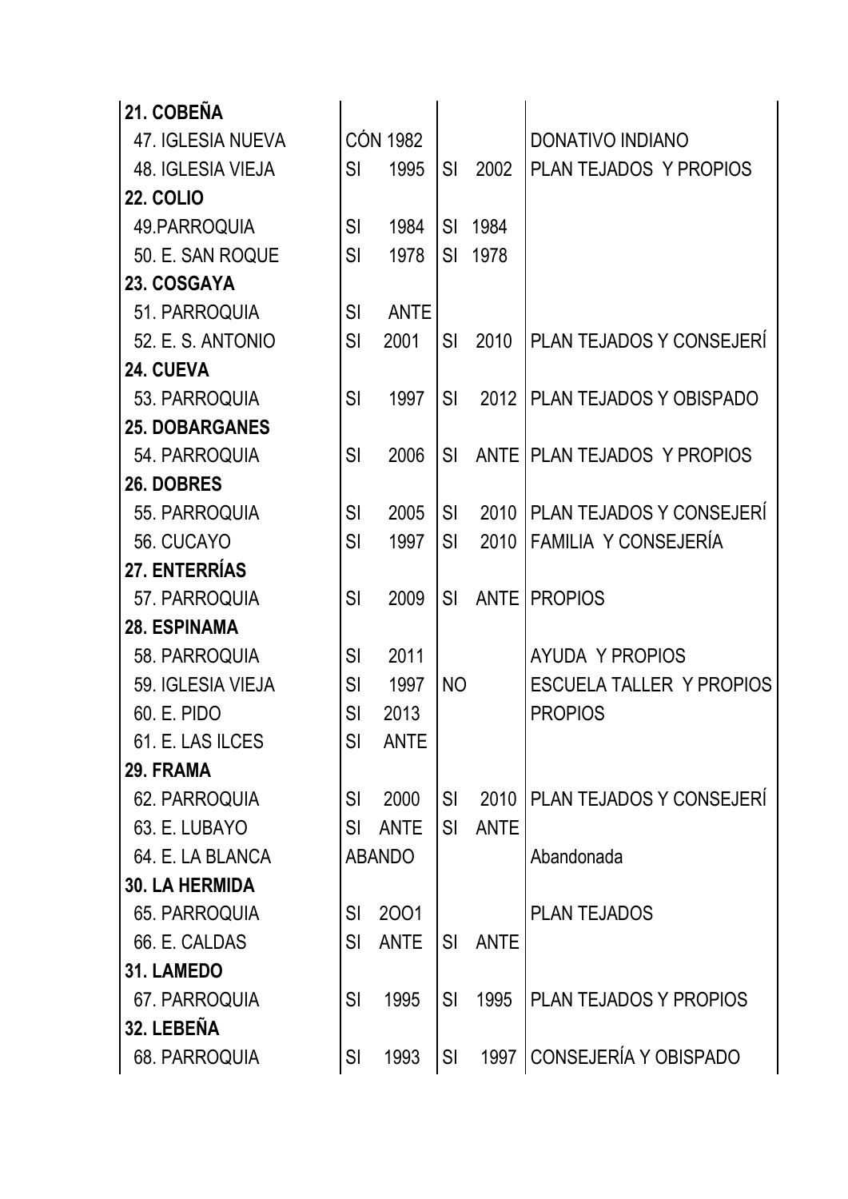| | | | | | |
|---|---|---|---|---|---|
| **21. COBEÑA** | | | | | |
| 47. IGLESIA NUEVA | CÓN 1982 | | | | DONATIVO INDIANO |
| 48. IGLESIA VIEJA | SI | 1995 | SI | 2002 | PLAN TEJADOS Y PROPIOS |
| **22. COLIO** | | | | | |
| 49.PARROQUIA | SI | 1984 | SI | 1984 | |
| 50. E. SAN ROQUE | SI | 1978 | SI | 1978 | |
| **23. COSGAYA** | | | | | |
| 51. PARROQUIA | SI | ANTE | | | |
| 52. E. S. ANTONIO | SI | 2001 | SI | 2010 | PLAN TEJADOS Y CONSEJERÍ |
| **24. CUEVA** | | | | | |
| 53. PARROQUIA | SI | 1997 | SI | 2012 | PLAN TEJADOS Y OBISPADO |
| **25. DOBARGANES** | | | | | |
| 54. PARROQUIA | SI | 2006 | SI | ANTE | PLAN TEJADOS Y PROPIOS |
| **26. DOBRES** | | | | | |
| 55. PARROQUIA | SI | 2005 | SI | 2010 | PLAN TEJADOS Y CONSEJERÍ |
| 56. CUCAYO | SI | 1997 | SI | 2010 | FAMILIA Y CONSEJERÍA |
| **27. ENTERRÍAS** | | | | | |
| 57. PARROQUIA | SI | 2009 | SI | ANTE | PROPIOS |
| **28. ESPINAMA** | | | | | |
| 58. PARROQUIA | SI | 2011 | | | AYUDA Y PROPIOS |
| 59. IGLESIA VIEJA | SI | 1997 | NO | | ESCUELA TALLER Y PROPIOS |
| 60. E. PIDO | SI | 2013 | | | PROPIOS |
| 61. E. LAS ILCES | SI | ANTE | | | |
| **29. FRAMA** | | | | | |
| 62. PARROQUIA | SI | 2000 | SI | 2010 | PLAN TEJADOS Y CONSEJERÍ |
| 63. E. LUBAYO | SI | ANTE | SI | ANTE | |
| 64. E. LA BLANCA | ABANDO | | | | Abandonada |
| **30. LA HERMIDA** | | | | | |
| 65. PARROQUIA | SI | 2OO1 | | | PLAN TEJADOS |
| 66. E. CALDAS | SI | ANTE | SI | ANTE | |
| **31. LAMEDO** | | | | | |
| 67. PARROQUIA | SI | 1995 | SI | 1995 | PLAN TEJADOS Y PROPIOS |
| **32. LEBEÑA** | | | | | |
| 68. PARROQUIA | SI | 1993 | SI | 1997 | CONSEJERÍA Y OBISPADO |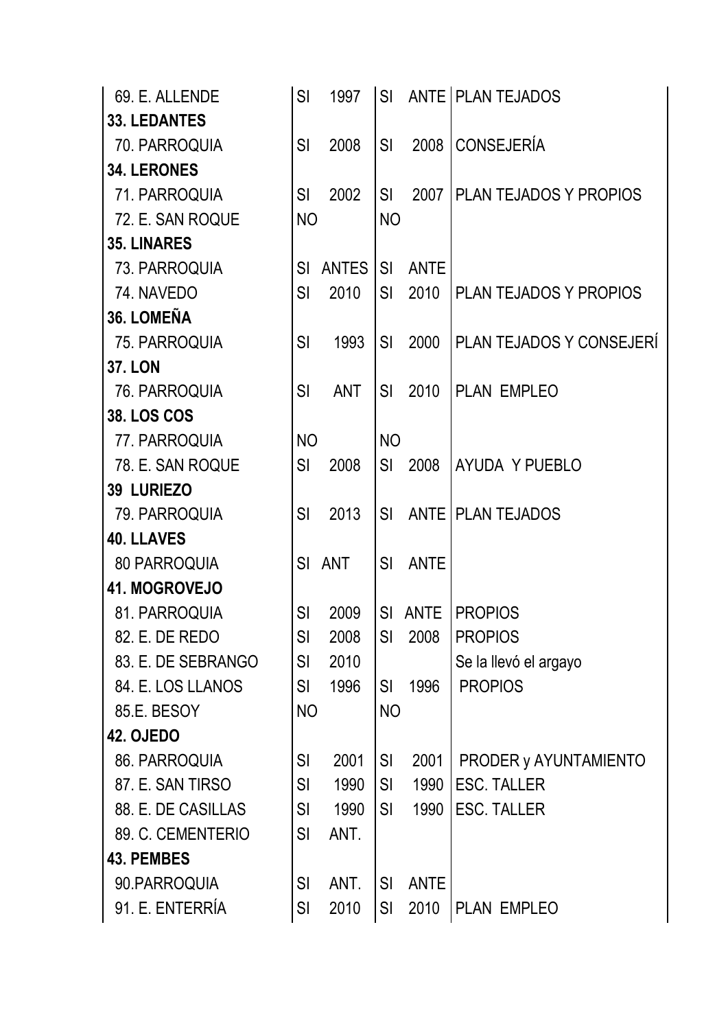| | | | | | |
|---|---|---|---|---|---|
| 69. E. ALLENDE | SI | 1997 | SI | ANTE | PLAN TEJADOS |
| **33. LEDANTES** | | | | | |
| 70. PARROQUIA | SI | 2008 | SI | 2008 | CONSEJERÍA |
| **34. LERONES** | | | | | |
| 71. PARROQUIA | SI | 2002 | SI | 2007 | PLAN TEJADOS Y PROPIOS |
| 72. E. SAN ROQUE | NO | | NO | | |
| **35. LINARES** | | | | | |
| 73. PARROQUIA | SI | ANTES | SI | ANTE | |
| 74. NAVEDO | SI | 2010 | SI | 2010 | PLAN TEJADOS Y PROPIOS |
| **36. LOMEÑA** | | | | | |
| 75. PARROQUIA | SI | 1993 | SI | 2000 | PLAN TEJADOS Y CONSEJERÍ |
| **37. LON** | | | | | |
| 76. PARROQUIA | SI | ANT | SI | 2010 | PLAN EMPLEO |
| **38. LOS COS** | | | | | |
| 77. PARROQUIA | NO | | NO | | |
| 78. E. SAN ROQUE | SI | 2008 | SI | 2008 | AYUDA Y PUEBLO |
| **39 LURIEZO** | | | | | |
| 79. PARROQUIA | SI | 2013 | SI | ANTE | PLAN TEJADOS |
| **40. LLAVES** | | | | | |
| 80 PARROQUIA | SI | ANT | SI | ANTE | |
| **41. MOGROVEJO** | | | | | |
| 81. PARROQUIA | SI | 2009 | SI | ANTE | PROPIOS |
| 82. E. DE REDO | SI | 2008 | SI | 2008 | PROPIOS |
| 83. E. DE SEBRANGO | SI | 2010 | | | Se la llevó el argayo |
| 84. E. LOS LLANOS | SI | 1996 | SI | 1996 | PROPIOS |
| 85.E. BESOY | NO | | NO | | |
| **42. OJEDO** | | | | | |
| 86. PARROQUIA | SI | 2001 | SI | 2001 | PRODER y AYUNTAMIENTO |
| 87. E. SAN TIRSO | SI | 1990 | SI | 1990 | ESC. TALLER |
| 88. E. DE CASILLAS | SI | 1990 | SI | 1990 | ESC. TALLER |
| 89. C. CEMENTERIO | SI | ANT. | | | |
| **43. PEMBES** | | | | | |
| 90.PARROQUIA | SI | ANT. | SI | ANTE | |
| 91. E. ENTERRÍA | SI | 2010 | SI | 2010 | PLAN EMPLEO |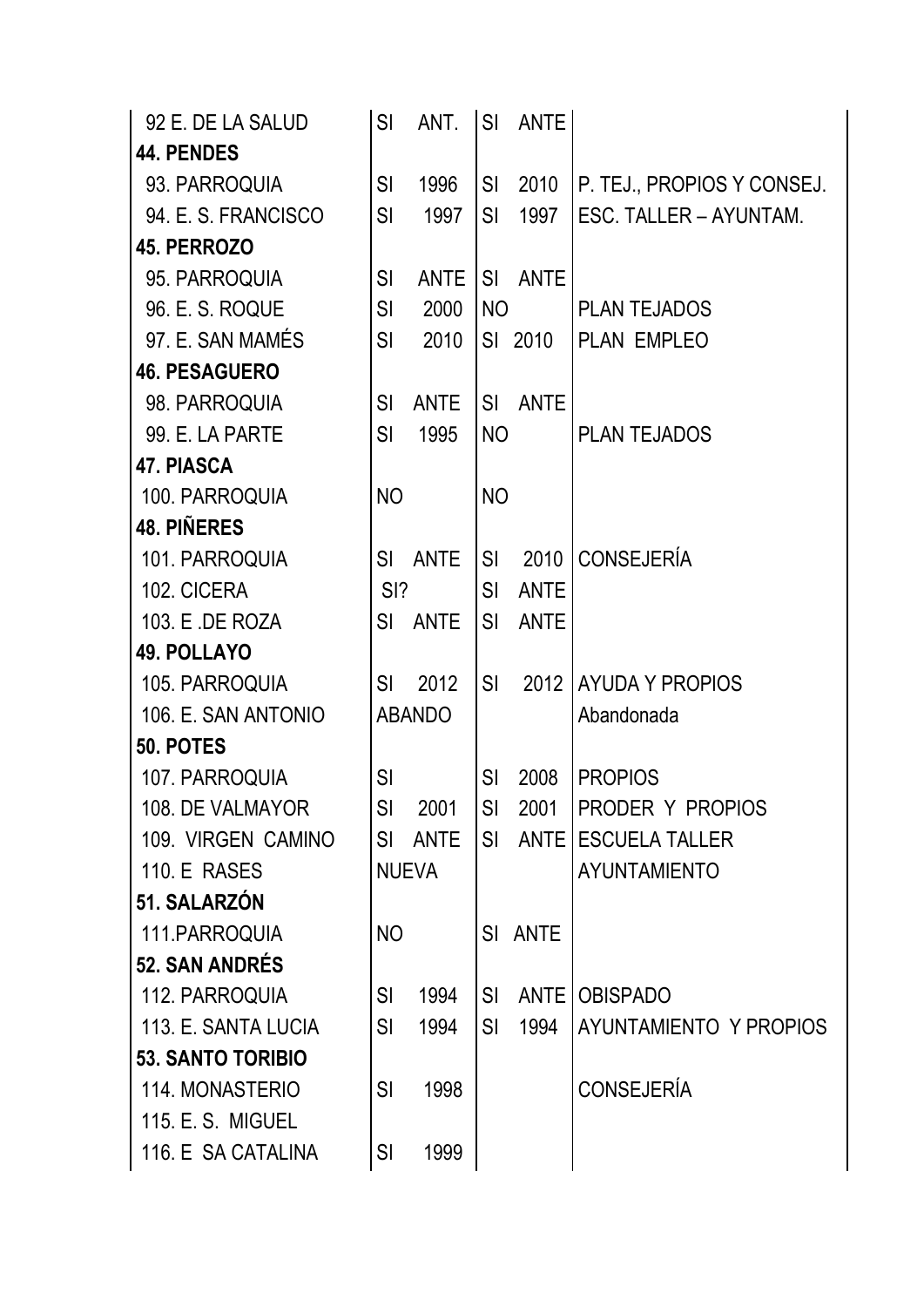| | | | |
|---|---|---|---|
| 92 E. DE LA SALUD | SI ANT. | SI ANTE | |
| **44. PENDES** | | | |
| 93. PARROQUIA | SI 1996 | SI 2010 | P. TEJ., PROPIOS Y CONSEJ. |
| 94. E. S. FRANCISCO | SI 1997 | SI 1997 | ESC. TALLER – AYUNTAM. |
| **45. PERROZO** | | | |
| 95. PARROQUIA | SI ANTE | SI ANTE | |
| 96. E. S. ROQUE | SI 2000 | NO | PLAN TEJADOS |
| 97. E. SAN MAMÉS | SI 2010 | SI 2010 | PLAN EMPLEO |
| **46. PESAGUERO** | | | |
| 98. PARROQUIA | SI ANTE | SI ANTE | |
| 99. E. LA PARTE | SI 1995 | NO | PLAN TEJADOS |
| **47. PIASCA** | | | |
| 100. PARROQUIA | NO | NO | |
| **48. PIÑERES** | | | |
| 101. PARROQUIA | SI ANTE | SI 2010 | CONSEJERÍA |
| 102. CICERA | SI? | SI ANTE | |
| 103. E .DE ROZA | SI ANTE | SI ANTE | |
| **49. POLLAYO** | | | |
| 105. PARROQUIA | SI 2012 | SI 2012 | AYUDA Y PROPIOS |
| 106. E. SAN ANTONIO | ABANDO | | Abandonada |
| **50. POTES** | | | |
| 107. PARROQUIA | SI | SI 2008 | PROPIOS |
| 108. DE VALMAYOR | SI 2001 | SI 2001 | PRODER Y PROPIOS |
| 109. VIRGEN CAMINO | SI ANTE | SI ANTE | ESCUELA TALLER |
| 110. E RASES | NUEVA | | AYUNTAMIENTO |
| **51. SALARZÓN** | | | |
| 111.PARROQUIA | NO | SI ANTE | |
| **52. SAN ANDRÉS** | | | |
| 112. PARROQUIA | SI 1994 | SI ANTE | OBISPADO |
| 113. E. SANTA LUCIA | SI 1994 | SI 1994 | AYUNTAMIENTO Y PROPIOS |
| **53. SANTO TORIBIO** | | | |
| 114. MONASTERIO | SI 1998 | | CONSEJERÍA |
| 115. E. S. MIGUEL | | | |
| 116. E SA CATALINA | SI 1999 | | |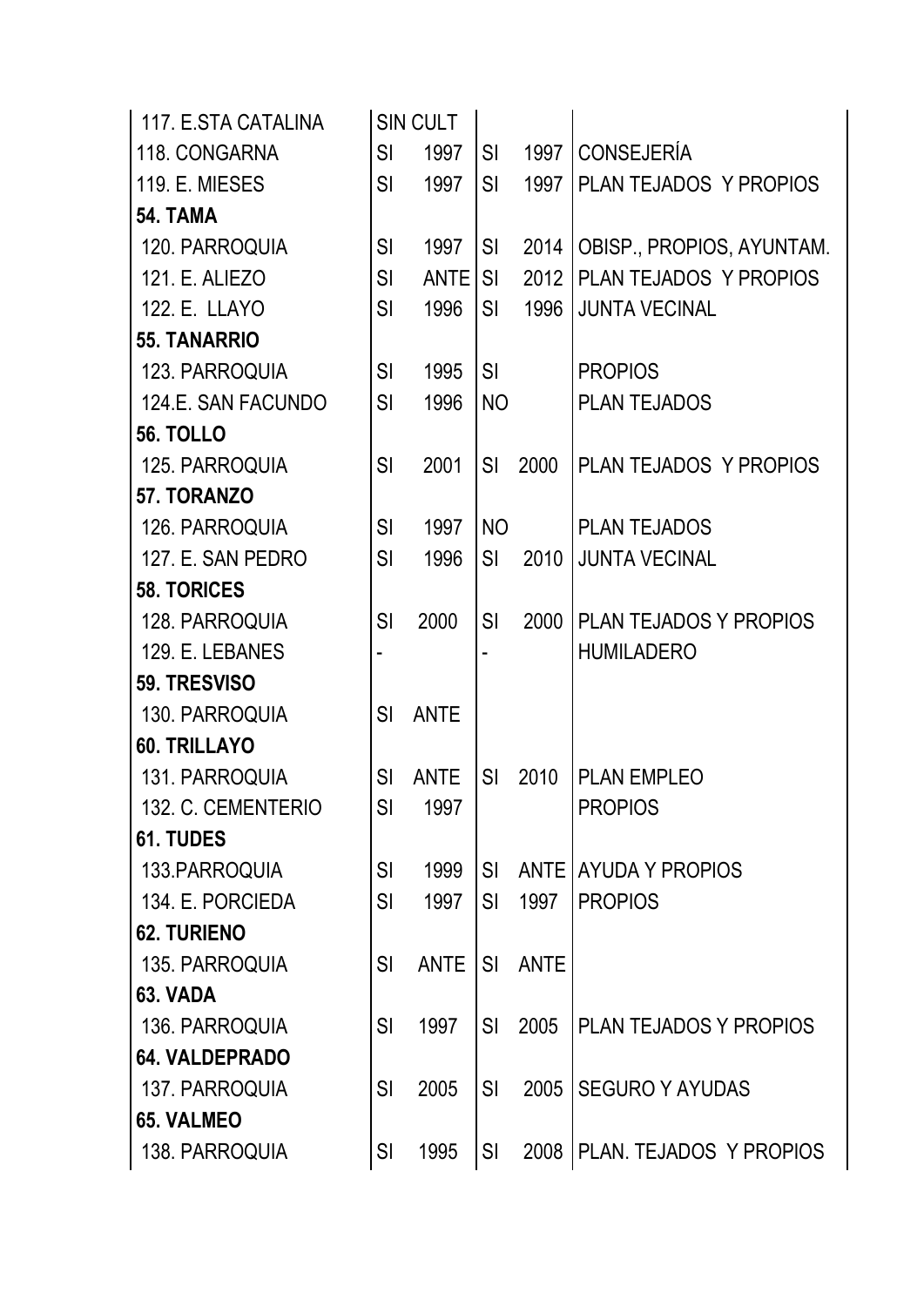| | | | | | |
|---|---|---|---|---|---|
| 117. E.STA CATALINA | SIN CULT | | | | |
| 118. CONGARNA | SI | 1997 | SI | 1997 | CONSEJERÍA |
| 119. E. MIESES | SI | 1997 | SI | 1997 | PLAN TEJADOS Y PROPIOS |
| **54. TAMA** | | | | | |
| 120. PARROQUIA | SI | 1997 | SI | 2014 | OBISP., PROPIOS, AYUNTAM. |
| 121. E. ALIEZO | SI | ANTE | SI | 2012 | PLAN TEJADOS Y PROPIOS |
| 122. E. LLAYO | SI | 1996 | SI | 1996 | JUNTA VECINAL |
| **55. TANARRIO** | | | | | |
| 123. PARROQUIA | SI | 1995 | SI | | PROPIOS |
| 124.E. SAN FACUNDO | SI | 1996 | NO | | PLAN TEJADOS |
| **56. TOLLO** | | | | | |
| 125. PARROQUIA | SI | 2001 | SI | 2000 | PLAN TEJADOS Y PROPIOS |
| **57. TORANZO** | | | | | |
| 126. PARROQUIA | SI | 1997 | NO | | PLAN TEJADOS |
| 127. E. SAN PEDRO | SI | 1996 | SI | 2010 | JUNTA VECINAL |
| **58. TORICES** | | | | | |
| 128. PARROQUIA | SI | 2000 | SI | 2000 | PLAN TEJADOS Y PROPIOS |
| 129. E. LEBANES | - | | - | | HUMILADERO |
| **59. TRESVISO** | | | | | |
| 130. PARROQUIA | SI | ANTE | | | |
| **60. TRILLAYO** | | | | | |
| 131. PARROQUIA | SI | ANTE | SI | 2010 | PLAN EMPLEO |
| 132. C. CEMENTERIO | SI | 1997 | | | PROPIOS |
| **61. TUDES** | | | | | |
| 133.PARROQUIA | SI | 1999 | SI | ANTE | AYUDA Y PROPIOS |
| 134. E. PORCIEDA | SI | 1997 | SI | 1997 | PROPIOS |
| **62. TURIENO** | | | | | |
| 135. PARROQUIA | SI | ANTE | SI | ANTE | |
| **63. VADA** | | | | | |
| 136. PARROQUIA | SI | 1997 | SI | 2005 | PLAN TEJADOS Y PROPIOS |
| **64. VALDEPRADO** | | | | | |
| 137. PARROQUIA | SI | 2005 | SI | 2005 | SEGURO Y AYUDAS |
| **65. VALMEO** | | | | | |
| 138. PARROQUIA | SI | 1995 | SI | 2008 | PLAN. TEJADOS Y PROPIOS |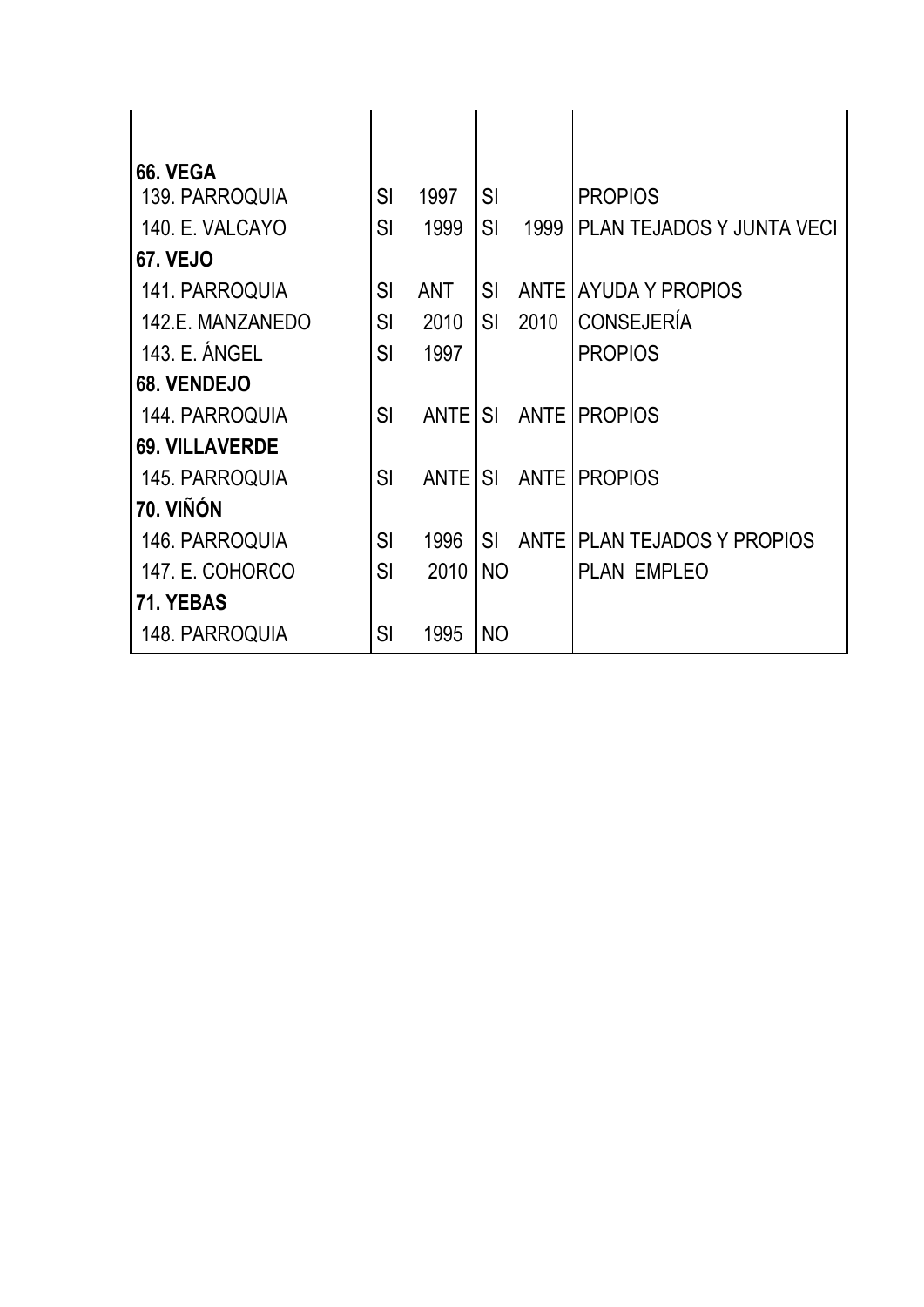| | | | | | |
|---|---|---|---|---|---|
| **66. VEGA** | | | | | |
| 139. PARROQUIA | SI | 1997 | SI | | PROPIOS |
| 140. E. VALCAYO | SI | 1999 | SI | 1999 | PLAN TEJADOS Y JUNTA VECI |
| **67. VEJO** | | | | | |
| 141. PARROQUIA | SI | ANT | SI | ANTE | AYUDA Y PROPIOS |
| 142.E. MANZANEDO | SI | 2010 | SI | 2010 | CONSEJERÍA |
| 143. E. ÁNGEL | SI | 1997 | | | PROPIOS |
| **68. VENDEJO** | | | | | |
| 144. PARROQUIA | SI | ANTE | SI | ANTE | PROPIOS |
| **69. VILLAVERDE** | | | | | |
| 145. PARROQUIA | SI | ANTE | SI | ANTE | PROPIOS |
| **70. VIÑÓN** | | | | | |
| 146. PARROQUIA | SI | 1996 | SI | ANTE | PLAN TEJADOS Y PROPIOS |
| 147. E. COHORCO | SI | 2010 | NO | | PLAN EMPLEO |
| **71. YEBAS** | | | | | |
| 148. PARROQUIA | SI | 1995 | NO | | |